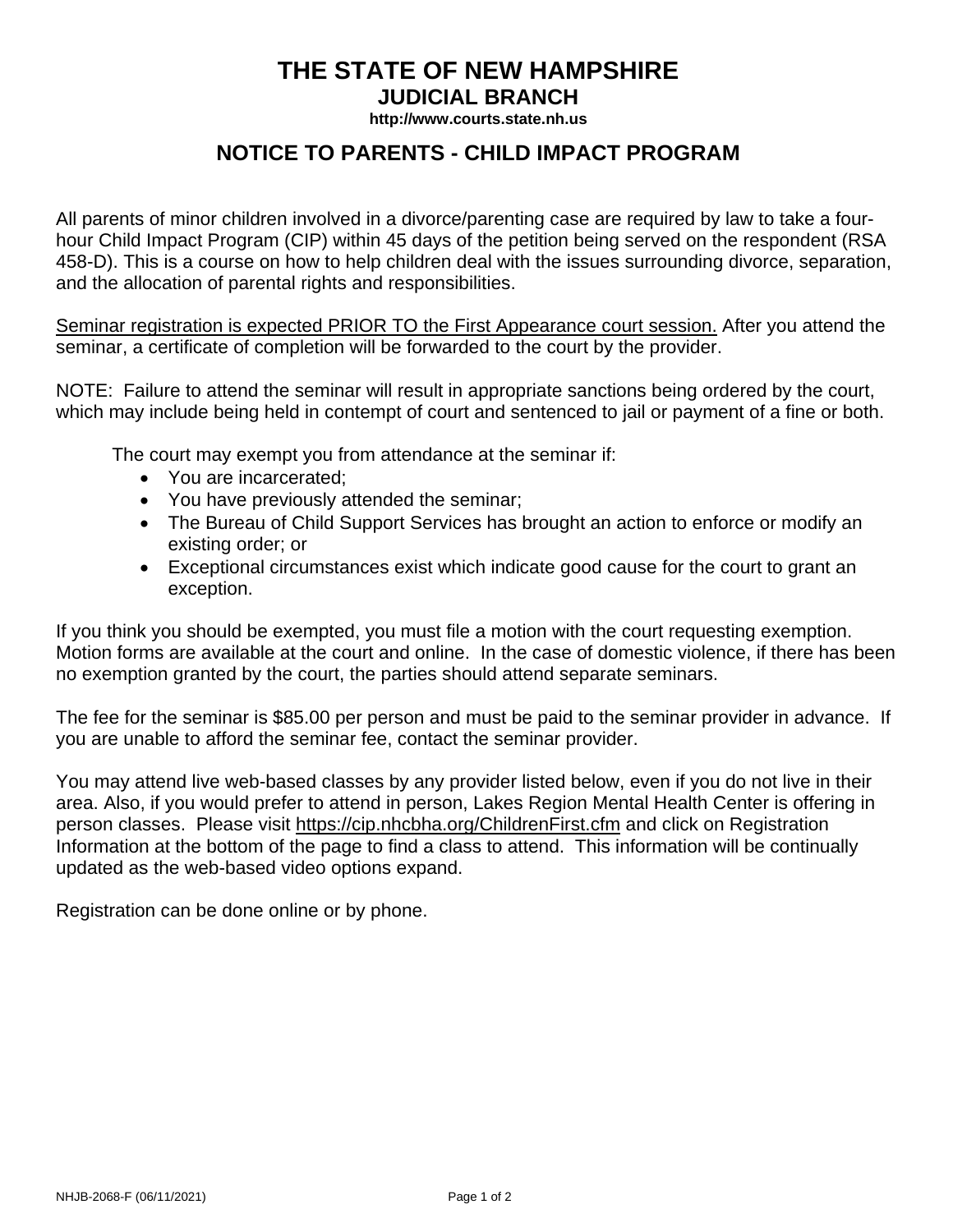# THE STATE OF NEW HAMPSHIRE
## JUDICIAL BRANCH
**http://www.courts.state.nh.us**

## NOTICE TO PARENTS - CHILD IMPACT PROGRAM

All parents of minor children involved in a divorce/parenting case are required by law to take a four-hour Child Impact Program (CIP) within 45 days of the petition being served on the respondent (RSA 458-D). This is a course on how to help children deal with the issues surrounding divorce, separation, and the allocation of parental rights and responsibilities.

<u>Seminar registration is expected PRIOR TO the First Appearance court session.</u> After you attend the seminar, a certificate of completion will be forwarded to the court by the provider.

NOTE: Failure to attend the seminar will result in appropriate sanctions being ordered by the court, which may include being held in contempt of court and sentenced to jail or payment of a fine or both.

The court may exempt you from attendance at the seminar if:

- You are incarcerated;
- You have previously attended the seminar;
- The Bureau of Child Support Services has brought an action to enforce or modify an existing order; or
- Exceptional circumstances exist which indicate good cause for the court to grant an exception.

If you think you should be exempted, you must file a motion with the court requesting exemption. Motion forms are available at the court and online. In the case of domestic violence, if there has been no exemption granted by the court, the parties should attend separate seminars.

The fee for the seminar is $85.00 per person and must be paid to the seminar provider in advance. If you are unable to afford the seminar fee, contact the seminar provider.

You may attend live web-based classes by any provider listed below, even if you do not live in their area. Also, if you would prefer to attend in person, Lakes Region Mental Health Center is offering in person classes. Please visit https://cip.nhcbha.org/ChildrenFirst.cfm and click on Registration Information at the bottom of the page to find a class to attend. This information will be continually updated as the web-based video options expand.

Registration can be done online or by phone.

NHJB-2068-F (06/11/2021)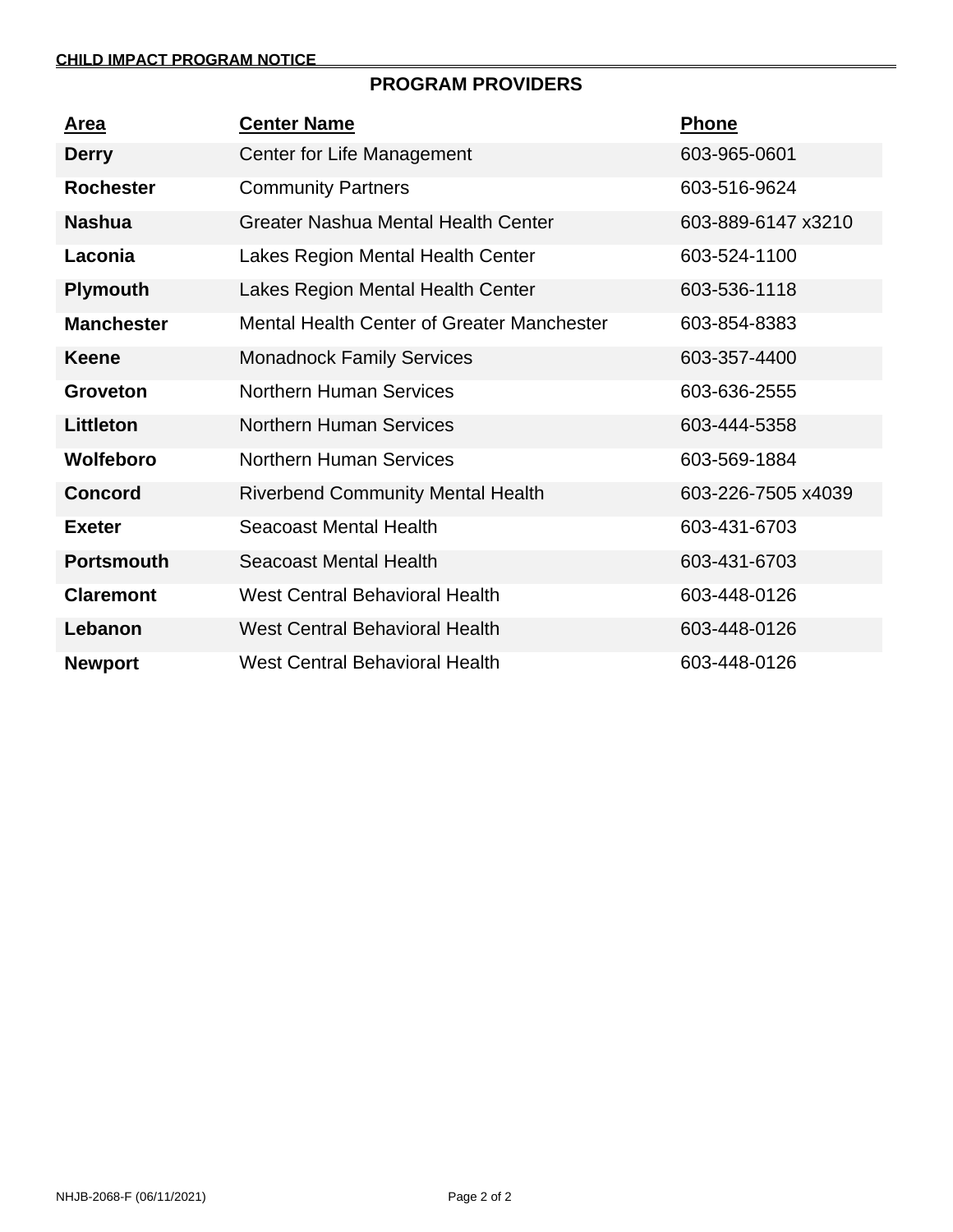**CHILD IMPACT PROGRAM NOTICE**

## PROGRAM PROVIDERS

| Area | Center Name | Phone |
|---|---|---|
| **Derry** | Center for Life Management | 603-965-0601 |
| **Rochester** | Community Partners | 603-516-9624 |
| **Nashua** | Greater Nashua Mental Health Center | 603-889-6147 x3210 |
| **Laconia** | Lakes Region Mental Health Center | 603-524-1100 |
| **Plymouth** | Lakes Region Mental Health Center | 603-536-1118 |
| **Manchester** | Mental Health Center of Greater Manchester | 603-854-8383 |
| **Keene** | Monadnock Family Services | 603-357-4400 |
| **Groveton** | Northern Human Services | 603-636-2555 |
| **Littleton** | Northern Human Services | 603-444-5358 |
| **Wolfeboro** | Northern Human Services | 603-569-1884 |
| **Concord** | Riverbend Community Mental Health | 603-226-7505 x4039 |
| **Exeter** | Seacoast Mental Health | 603-431-6703 |
| **Portsmouth** | Seacoast Mental Health | 603-431-6703 |
| **Claremont** | West Central Behavioral Health | 603-448-0126 |
| **Lebanon** | West Central Behavioral Health | 603-448-0126 |
| **Newport** | West Central Behavioral Health | 603-448-0126 |

NHJB-2068-F (06/11/2021)